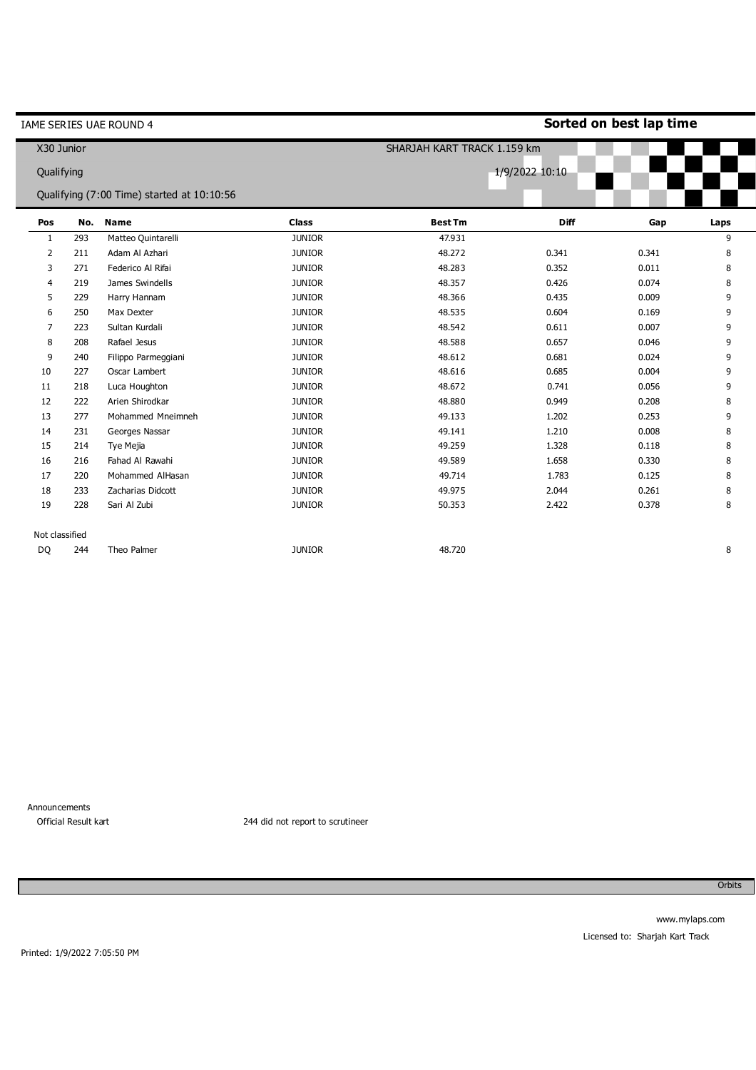IAME SERIES UAE ROUND 4

**Sorted on best lap time**

X30 Junior

SHARJAH KART TRACK 1.159 km

Qualifying

1/9/2022 10:10

Qualifying (7:00 Time) started at 10:10:56

| Pos | No. | Name | Class | Best Tm | Diff | Gap | Laps |
|---|---|---|---|---|---|---|---|
| 1 | 293 | Matteo Quintarelli | JUNIOR | 47.931 | | | 9 |
| 2 | 211 | Adam Al Azhari | JUNIOR | 48.272 | 0.341 | 0.341 | 8 |
| 3 | 271 | Federico Al Rifai | JUNIOR | 48.283 | 0.352 | 0.011 | 8 |
| 4 | 219 | James Swindells | JUNIOR | 48.357 | 0.426 | 0.074 | 8 |
| 5 | 229 | Harry Hannam | JUNIOR | 48.366 | 0.435 | 0.009 | 9 |
| 6 | 250 | Max Dexter | JUNIOR | 48.535 | 0.604 | 0.169 | 9 |
| 7 | 223 | Sultan Kurdali | JUNIOR | 48.542 | 0.611 | 0.007 | 9 |
| 8 | 208 | Rafael Jesus | JUNIOR | 48.588 | 0.657 | 0.046 | 9 |
| 9 | 240 | Filippo Parmeggiani | JUNIOR | 48.612 | 0.681 | 0.024 | 9 |
| 10 | 227 | Oscar Lambert | JUNIOR | 48.616 | 0.685 | 0.004 | 9 |
| 11 | 218 | Luca Houghton | JUNIOR | 48.672 | 0.741 | 0.056 | 9 |
| 12 | 222 | Arien Shirodkar | JUNIOR | 48.880 | 0.949 | 0.208 | 8 |
| 13 | 277 | Mohammed Mneimneh | JUNIOR | 49.133 | 1.202 | 0.253 | 9 |
| 14 | 231 | Georges Nassar | JUNIOR | 49.141 | 1.210 | 0.008 | 8 |
| 15 | 214 | Tye Mejia | JUNIOR | 49.259 | 1.328 | 0.118 | 8 |
| 16 | 216 | Fahad Al Rawahi | JUNIOR | 49.589 | 1.658 | 0.330 | 8 |
| 17 | 220 | Mohammed AlHasan | JUNIOR | 49.714 | 1.783 | 0.125 | 8 |
| 18 | 233 | Zacharias Didcott | JUNIOR | 49.975 | 2.044 | 0.261 | 8 |
| 19 | 228 | Sari Al Zubi | JUNIOR | 50.353 | 2.422 | 0.378 | 8 |
| Not classified | | | | | | | |
| DQ | 244 | Theo Palmer | JUNIOR | 48.720 | | | 8 |

Announcements

Official Result kart — 244 did not report to scrutineer

Orbits

www.mylaps.com

Licensed to: Sharjah Kart Track

Printed: 1/9/2022 7:05:50 PM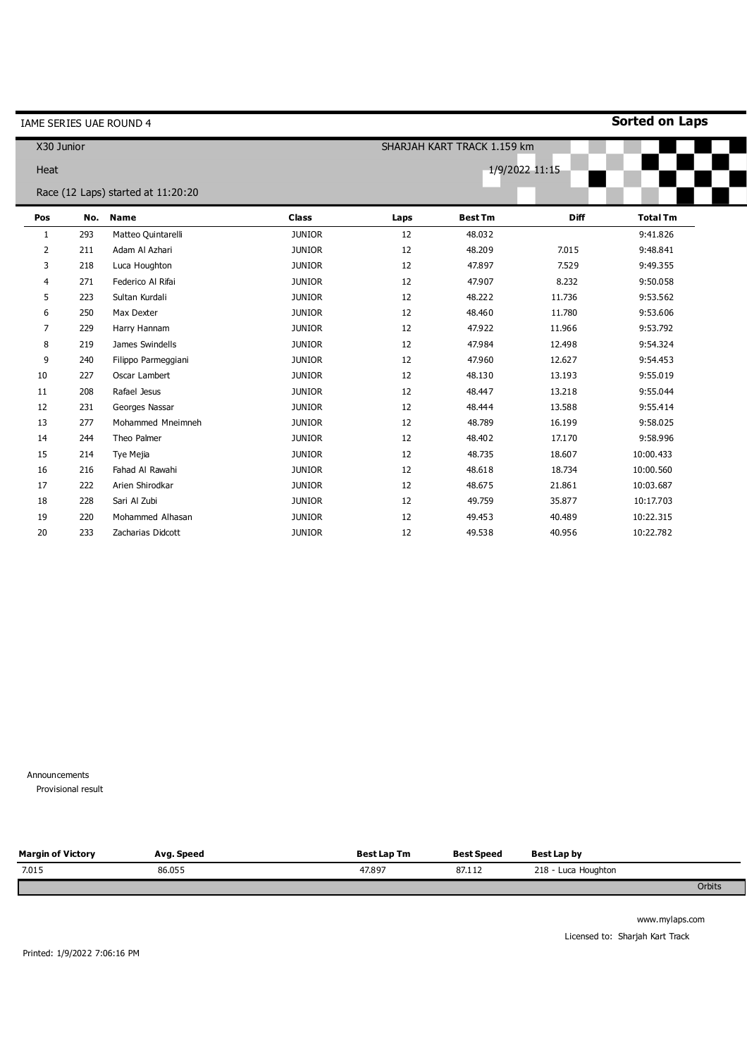IAME SERIES UAE ROUND 4

**Sorted on Laps**

X30 Junior

SHARJAH KART TRACK 1.159 km

Heat

1/9/2022 11:15

Race (12 Laps) started at 11:20:20

| Pos | No. | Name | Class | Laps | Best Tm | Diff | Total Tm |
|---|---|---|---|---|---|---|---|
| 1 | 293 | Matteo Quintarelli | JUNIOR | 12 | 48.032 | | 9:41.826 |
| 2 | 211 | Adam Al Azhari | JUNIOR | 12 | 48.209 | 7.015 | 9:48.841 |
| 3 | 218 | Luca Houghton | JUNIOR | 12 | 47.897 | 7.529 | 9:49.355 |
| 4 | 271 | Federico Al Rifai | JUNIOR | 12 | 47.907 | 8.232 | 9:50.058 |
| 5 | 223 | Sultan Kurdali | JUNIOR | 12 | 48.222 | 11.736 | 9:53.562 |
| 6 | 250 | Max Dexter | JUNIOR | 12 | 48.460 | 11.780 | 9:53.606 |
| 7 | 229 | Harry Hannam | JUNIOR | 12 | 47.922 | 11.966 | 9:53.792 |
| 8 | 219 | James Swindells | JUNIOR | 12 | 47.984 | 12.498 | 9:54.324 |
| 9 | 240 | Filippo Parmeggiani | JUNIOR | 12 | 47.960 | 12.627 | 9:54.453 |
| 10 | 227 | Oscar Lambert | JUNIOR | 12 | 48.130 | 13.193 | 9:55.019 |
| 11 | 208 | Rafael Jesus | JUNIOR | 12 | 48.447 | 13.218 | 9:55.044 |
| 12 | 231 | Georges Nassar | JUNIOR | 12 | 48.444 | 13.588 | 9:55.414 |
| 13 | 277 | Mohammed Mneimneh | JUNIOR | 12 | 48.789 | 16.199 | 9:58.025 |
| 14 | 244 | Theo Palmer | JUNIOR | 12 | 48.402 | 17.170 | 9:58.996 |
| 15 | 214 | Tye Mejia | JUNIOR | 12 | 48.735 | 18.607 | 10:00.433 |
| 16 | 216 | Fahad Al Rawahi | JUNIOR | 12 | 48.618 | 18.734 | 10:00.560 |
| 17 | 222 | Arien Shirodkar | JUNIOR | 12 | 48.675 | 21.861 | 10:03.687 |
| 18 | 228 | Sari Al Zubi | JUNIOR | 12 | 49.759 | 35.877 | 10:17.703 |
| 19 | 220 | Mohammed Alhasan | JUNIOR | 12 | 49.453 | 40.489 | 10:22.315 |
| 20 | 233 | Zacharias Didcott | JUNIOR | 12 | 49.538 | 40.956 | 10:22.782 |

Announcements

Provisional result

| Margin of Victory | Avg. Speed | Best Lap Tm | Best Speed | Best Lap by |
|---|---|---|---|---|
| 7.015 | 86.055 | 47.897 | 87.112 | 218 - Luca Houghton |

Orbits

www.mylaps.com

Licensed to: Sharjah Kart Track

Printed: 1/9/2022 7:06:16 PM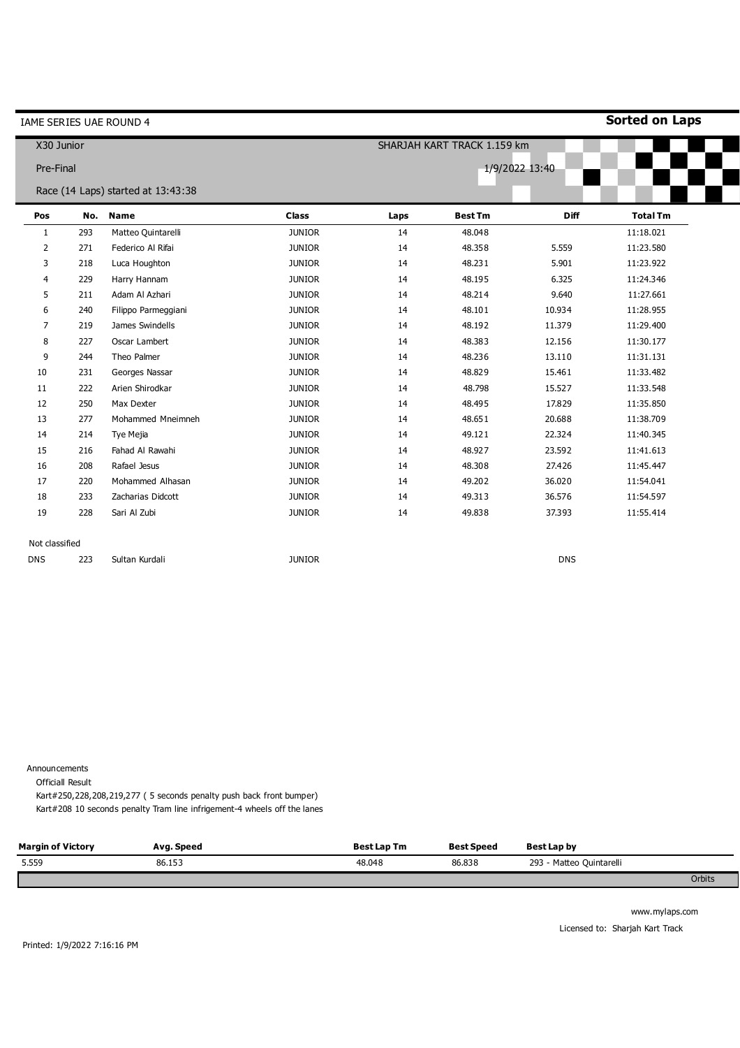IAME SERIES UAE ROUND 4

**Sorted on Laps**

X30 Junior

SHARJAH KART TRACK 1.159 km

Pre-Final

1/9/2022 13:40

Race (14 Laps) started at 13:43:38

| Pos | No. | Name | Class | Laps | Best Tm | Diff | Total Tm |
|---|---|---|---|---|---|---|---|
| 1 | 293 | Matteo Quintarelli | JUNIOR | 14 | 48.048 | | 11:18.021 |
| 2 | 271 | Federico Al Rifai | JUNIOR | 14 | 48.358 | 5.559 | 11:23.580 |
| 3 | 218 | Luca Houghton | JUNIOR | 14 | 48.231 | 5.901 | 11:23.922 |
| 4 | 229 | Harry Hannam | JUNIOR | 14 | 48.195 | 6.325 | 11:24.346 |
| 5 | 211 | Adam Al Azhari | JUNIOR | 14 | 48.214 | 9.640 | 11:27.661 |
| 6 | 240 | Filippo Parmeggiani | JUNIOR | 14 | 48.101 | 10.934 | 11:28.955 |
| 7 | 219 | James Swindells | JUNIOR | 14 | 48.192 | 11.379 | 11:29.400 |
| 8 | 227 | Oscar Lambert | JUNIOR | 14 | 48.383 | 12.156 | 11:30.177 |
| 9 | 244 | Theo Palmer | JUNIOR | 14 | 48.236 | 13.110 | 11:31.131 |
| 10 | 231 | Georges Nassar | JUNIOR | 14 | 48.829 | 15.461 | 11:33.482 |
| 11 | 222 | Arien Shirodkar | JUNIOR | 14 | 48.798 | 15.527 | 11:33.548 |
| 12 | 250 | Max Dexter | JUNIOR | 14 | 48.495 | 17.829 | 11:35.850 |
| 13 | 277 | Mohammed Mneimneh | JUNIOR | 14 | 48.651 | 20.688 | 11:38.709 |
| 14 | 214 | Tye Mejia | JUNIOR | 14 | 49.121 | 22.324 | 11:40.345 |
| 15 | 216 | Fahad Al Rawahi | JUNIOR | 14 | 48.927 | 23.592 | 11:41.613 |
| 16 | 208 | Rafael Jesus | JUNIOR | 14 | 48.308 | 27.426 | 11:45.447 |
| 17 | 220 | Mohammed Alhasan | JUNIOR | 14 | 49.202 | 36.020 | 11:54.041 |
| 18 | 233 | Zacharias Didcott | JUNIOR | 14 | 49.313 | 36.576 | 11:54.597 |
| 19 | 228 | Sari Al Zubi | JUNIOR | 14 | 49.838 | 37.393 | 11:55.414 |
| Not classified | | | | | | | |
| DNS | 223 | Sultan Kurdali | JUNIOR | | | DNS | |

Announcements

Officiall Result

Kart#250,228,208,219,277 ( 5 seconds penalty push back front bumper)

Kart#208 10 seconds penalty Tram line infrigement-4 wheels off the lanes

| Margin of Victory | Avg. Speed | Best Lap Tm | Best Speed | Best Lap by |
|---|---|---|---|---|
| 5.559 | 86.153 | 48.048 | 86.838 | 293 - Matteo Quintarelli |

Orbits

www.mylaps.com

Licensed to: Sharjah Kart Track

Printed: 1/9/2022 7:16:16 PM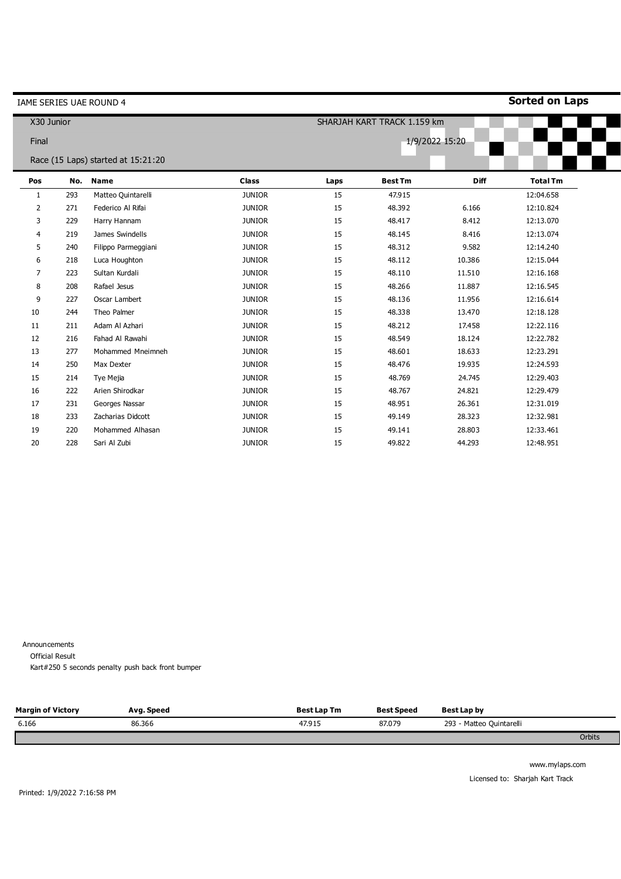IAME SERIES UAE ROUND 4

**Sorted on Laps**

X30 Junior

SHARJAH KART TRACK 1.159 km

Final

1/9/2022 15:20

Race (15 Laps) started at 15:21:20

| Pos | No. | Name | Class | Laps | Best Tm | Diff | Total Tm |
|---|---|---|---|---|---|---|---|
| 1 | 293 | Matteo Quintarelli | JUNIOR | 15 | 47.915 | | 12:04.658 |
| 2 | 271 | Federico Al Rifai | JUNIOR | 15 | 48.392 | 6.166 | 12:10.824 |
| 3 | 229 | Harry Hannam | JUNIOR | 15 | 48.417 | 8.412 | 12:13.070 |
| 4 | 219 | James Swindells | JUNIOR | 15 | 48.145 | 8.416 | 12:13.074 |
| 5 | 240 | Filippo Parmeggiani | JUNIOR | 15 | 48.312 | 9.582 | 12:14.240 |
| 6 | 218 | Luca Houghton | JUNIOR | 15 | 48.112 | 10.386 | 12:15.044 |
| 7 | 223 | Sultan Kurdali | JUNIOR | 15 | 48.110 | 11.510 | 12:16.168 |
| 8 | 208 | Rafael Jesus | JUNIOR | 15 | 48.266 | 11.887 | 12:16.545 |
| 9 | 227 | Oscar Lambert | JUNIOR | 15 | 48.136 | 11.956 | 12:16.614 |
| 10 | 244 | Theo Palmer | JUNIOR | 15 | 48.338 | 13.470 | 12:18.128 |
| 11 | 211 | Adam Al Azhari | JUNIOR | 15 | 48.212 | 17.458 | 12:22.116 |
| 12 | 216 | Fahad Al Rawahi | JUNIOR | 15 | 48.549 | 18.124 | 12:22.782 |
| 13 | 277 | Mohammed Mneimneh | JUNIOR | 15 | 48.601 | 18.633 | 12:23.291 |
| 14 | 250 | Max Dexter | JUNIOR | 15 | 48.476 | 19.935 | 12:24.593 |
| 15 | 214 | Tye Mejia | JUNIOR | 15 | 48.769 | 24.745 | 12:29.403 |
| 16 | 222 | Arien Shirodkar | JUNIOR | 15 | 48.767 | 24.821 | 12:29.479 |
| 17 | 231 | Georges Nassar | JUNIOR | 15 | 48.951 | 26.361 | 12:31.019 |
| 18 | 233 | Zacharias Didcott | JUNIOR | 15 | 49.149 | 28.323 | 12:32.981 |
| 19 | 220 | Mohammed Alhasan | JUNIOR | 15 | 49.141 | 28.803 | 12:33.461 |
| 20 | 228 | Sari Al Zubi | JUNIOR | 15 | 49.822 | 44.293 | 12:48.951 |

Announcements

Official Result

Kart#250 5 seconds penalty push back front bumper

| Margin of Victory | Avg. Speed | Best Lap Tm | Best Speed | Best Lap by |
|---|---|---|---|---|
| 6.166 | 86.366 | 47.915 | 87.079 | 293 - Matteo Quintarelli |

Orbits

www.mylaps.com

Licensed to: Sharjah Kart Track

Printed: 1/9/2022 7:16:58 PM